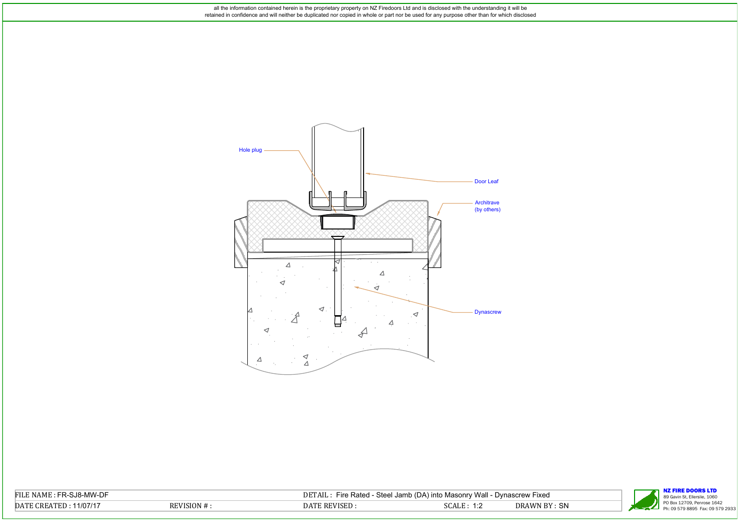all the information contained herein is the proprietary property on NZ Firedoors Ltd and is disclosed with the understanding it will be retained in confidence and will neither be duplicated nor copied in whole or part nor be used for any purpose other than for which disclosed

Hole plug

Door Leaf

Architrave
(by others)

Dynascrew

| FILE NAME : FR-SJ8-MW-DF | | DETAIL : Fire Rated - Steel Jamb (DA) into Masonry Wall - Dynascrew Fixed | | |
|---|---|---|---|---|
| DATE CREATED : 11/07/17 | REVISION # : | DATE REVISED : | SCALE : 1:2 | DRAWN BY : SN |

**NZ FIRE DOORS LTD**
89 Gavin St, Ellerslie, 1060
PO Box 12709, Penrose 1642
Ph: 09 579 8895 Fax: 09 579 2933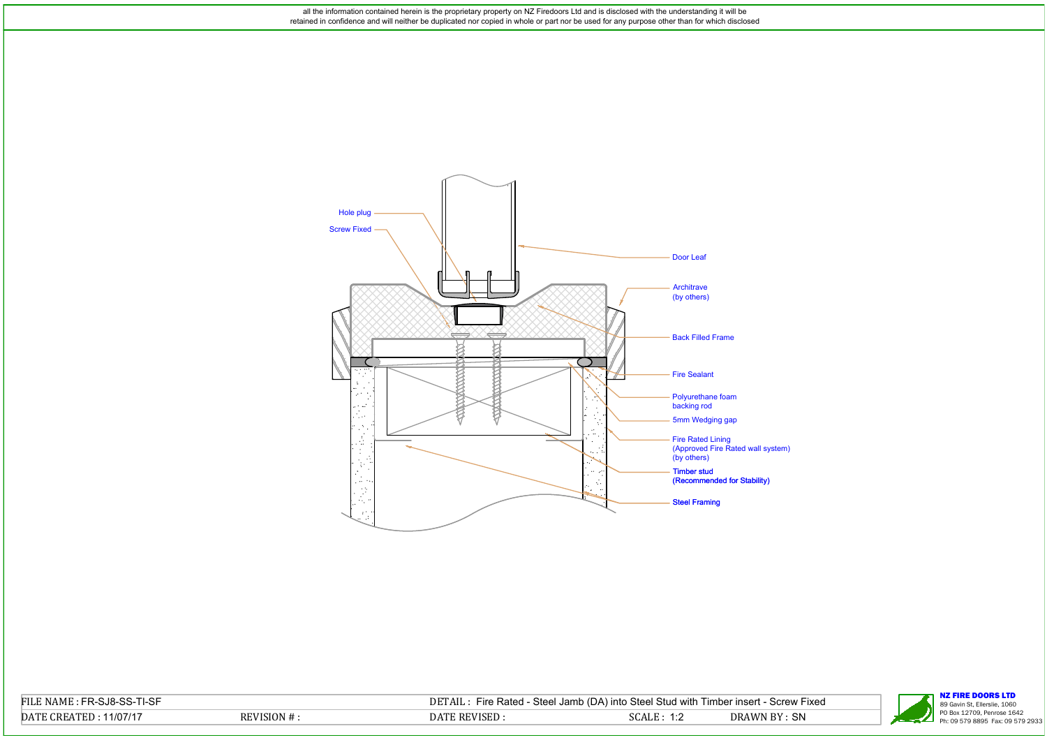all the information contained herein is the proprietary property on NZ Firedoors Ltd and is disclosed with the understanding it will be retained in confidence and will neither be duplicated nor copied in whole or part nor be used for any purpose other than for which disclosed

Hole plug

Screw Fixed

Door Leaf

Architrave (by others)

Back Filled Frame

Fire Sealant

Polyurethane foam backing rod

5mm Wedging gap

Fire Rated Lining (Approved Fire Rated wall system) (by others)

**Timber stud (Recommended for Stability)**

**Steel Framing**

| FILE NAME : FR-SJ8-SS-TI-SF | | DETAIL : Fire Rated - Steel Jamb (DA) into Steel Stud with Timber insert - Screw Fixed | | |
|---|---|---|---|---|
| DATE CREATED : 11/07/17 | REVISION # : | DATE REVISED : | SCALE : 1:2 | DRAWN BY : SN |

**NZ FIRE DOORS LTD**
89 Gavin St, Ellerslie, 1060
PO Box 12709, Penrose 1642
Ph: 09 579 8895 Fax: 09 579 2933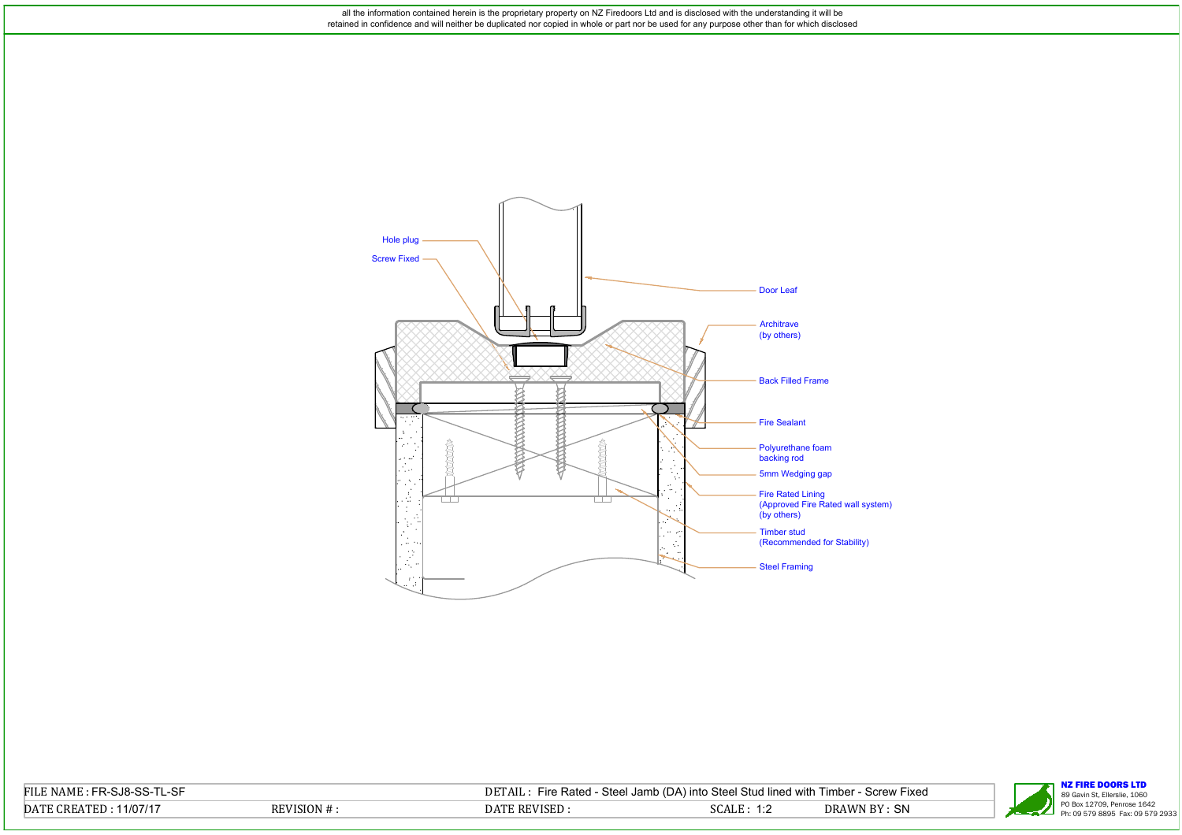all the information contained herein is the proprietary property on NZ Firedoors Ltd and is disclosed with the understanding it will be retained in confidence and will neither be duplicated nor copied in whole or part nor be used for any purpose other than for which disclosed

Hole plug

Screw Fixed

Door Leaf

Architrave
(by others)

Back Filled Frame

Fire Sealant

Polyurethane foam
backing rod

5mm Wedging gap

Fire Rated Lining
(Approved Fire Rated wall system)
(by others)

Timber stud
(Recommended for Stability)

Steel Framing

| FILE NAME : FR-SJ8-SS-TL-SF | | DETAIL : Fire Rated - Steel Jamb (DA) into Steel Stud lined with Timber - Screw Fixed | | |
|---|---|---|---|---|
| DATE CREATED : 11/07/17 | REVISION # : | DATE REVISED : | SCALE : 1:2 | DRAWN BY : SN |

**NZ FIRE DOORS LTD**
89 Gavin St, Ellerslie, 1060
PO Box 12709, Penrose 1642
Ph: 09 579 8895 Fax: 09 579 2933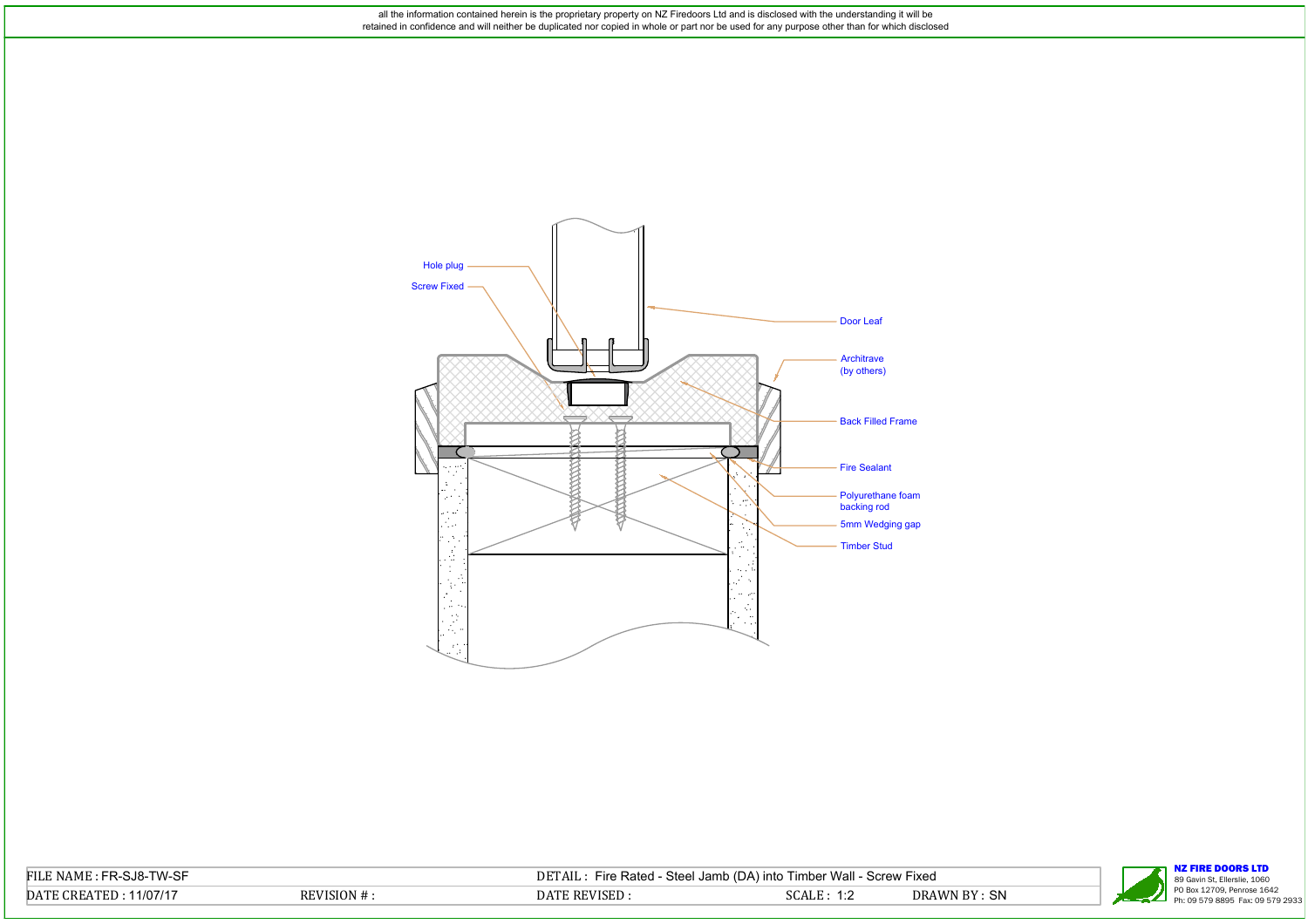all the information contained herein is the proprietary property on NZ Firedoors Ltd and is disclosed with the understanding it will be retained in confidence and will neither be duplicated nor copied in whole or part nor be used for any purpose other than for which disclosed

Hole plug

Screw Fixed

Door Leaf

Architrave
(by others)

Back Filled Frame

Fire Sealant

Polyurethane foam
backing rod

5mm Wedging gap

Timber Stud

| | | | | |
|---|---|---|---|---|
| FILE NAME : FR-SJ8-TW-SF | | DETAIL : Fire Rated - Steel Jamb (DA) into Timber Wall - Screw Fixed | | |
| DATE CREATED : 11/07/17 | REVISION # : | DATE REVISED : | SCALE : 1:2 | DRAWN BY : SN |

**NZ FIRE DOORS LTD**
89 Gavin St, Ellerslie, 1060
PO Box 12709, Penrose 1642
Ph: 09 579 8895 Fax: 09 579 2933